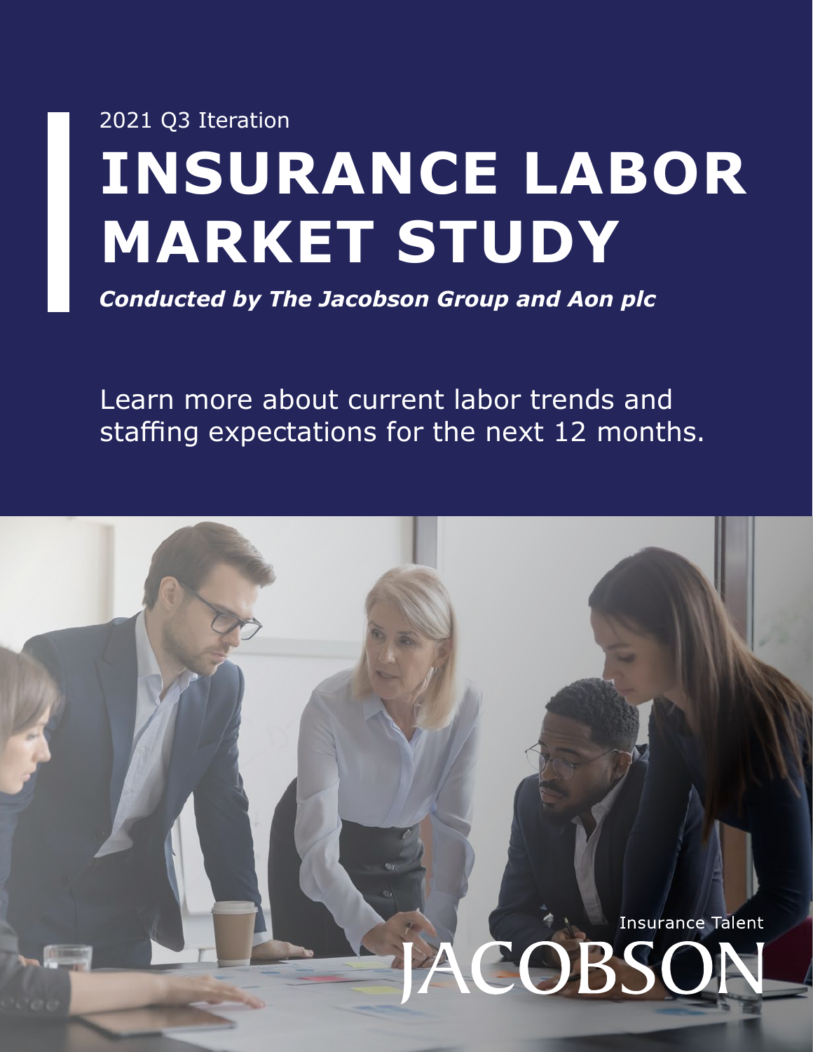2021 Q3 Iteration

# INSURANCE LABOR MARKET STUDY

***Conducted by The Jacobson Group and Aon plc***

Learn more about current labor trends and staffing expectations for the next 12 months.

Insurance Talent

JACOBSON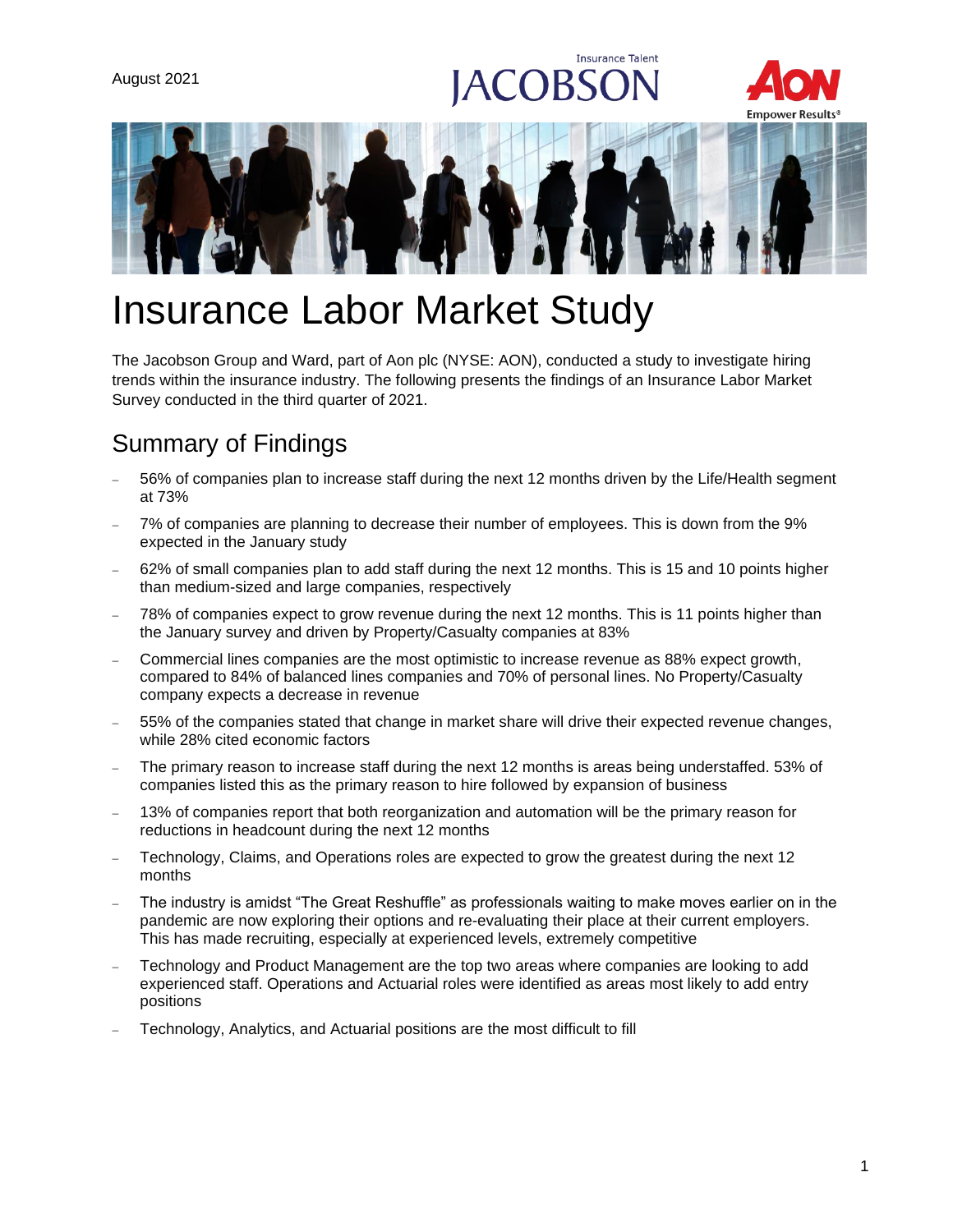August 2021

# Insurance Labor Market Study

The Jacobson Group and Ward, part of Aon plc (NYSE: AON), conducted a study to investigate hiring trends within the insurance industry. The following presents the findings of an Insurance Labor Market Survey conducted in the third quarter of 2021.

## Summary of Findings

- 56% of companies plan to increase staff during the next 12 months driven by the Life/Health segment at 73%
- 7% of companies are planning to decrease their number of employees. This is down from the 9% expected in the January study
- 62% of small companies plan to add staff during the next 12 months. This is 15 and 10 points higher than medium-sized and large companies, respectively
- 78% of companies expect to grow revenue during the next 12 months. This is 11 points higher than the January survey and driven by Property/Casualty companies at 83%
- Commercial lines companies are the most optimistic to increase revenue as 88% expect growth, compared to 84% of balanced lines companies and 70% of personal lines. No Property/Casualty company expects a decrease in revenue
- 55% of the companies stated that change in market share will drive their expected revenue changes, while 28% cited economic factors
- The primary reason to increase staff during the next 12 months is areas being understaffed. 53% of companies listed this as the primary reason to hire followed by expansion of business
- 13% of companies report that both reorganization and automation will be the primary reason for reductions in headcount during the next 12 months
- Technology, Claims, and Operations roles are expected to grow the greatest during the next 12 months
- The industry is amidst "The Great Reshuffle" as professionals waiting to make moves earlier on in the pandemic are now exploring their options and re-evaluating their place at their current employers. This has made recruiting, especially at experienced levels, extremely competitive
- Technology and Product Management are the top two areas where companies are looking to add experienced staff. Operations and Actuarial roles were identified as areas most likely to add entry positions
- Technology, Analytics, and Actuarial positions are the most difficult to fill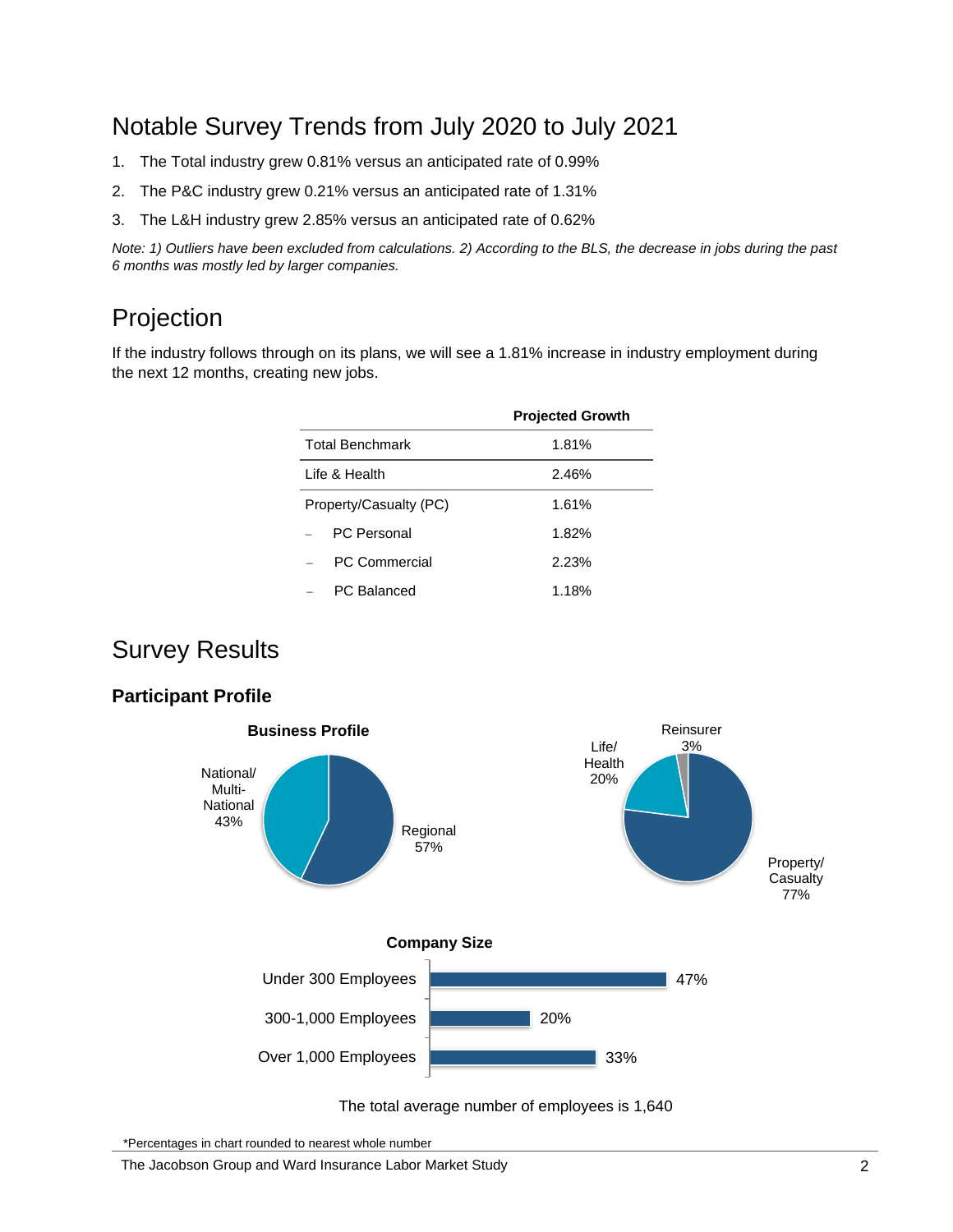## Notable Survey Trends from July 2020 to July 2021

1. The Total industry grew 0.81% versus an anticipated rate of 0.99%
2. The P&C industry grew 0.21% versus an anticipated rate of 1.31%
3. The L&H industry grew 2.85% versus an anticipated rate of 0.62%

*Note: 1) Outliers have been excluded from calculations. 2) According to the BLS, the decrease in jobs during the past 6 months was mostly led by larger companies.*

## Projection

If the industry follows through on its plans, we will see a 1.81% increase in industry employment during the next 12 months, creating new jobs.

| | Projected Growth |
|---|---|
| Total Benchmark | 1.81% |
| Life & Health | 2.46% |
| Property/Casualty (PC) | 1.61% |
| – PC Personal | 1.82% |
| – PC Commercial | 2.23% |
| – PC Balanced | 1.18% |

## Survey Results

### Participant Profile

**Business Profile**

- National/ Multi-National 43%
- Regional 57%

- Property/ Casualty 77%
- Life/ Health 20%
- Reinsurer 3%

**Company Size**

| Company Size | Percentage |
|---|---|
| Under 300 Employees | 47% |
| 300-1,000 Employees | 20% |
| Over 1,000 Employees | 33% |

The total average number of employees is 1,640

*Percentages in chart rounded to nearest whole number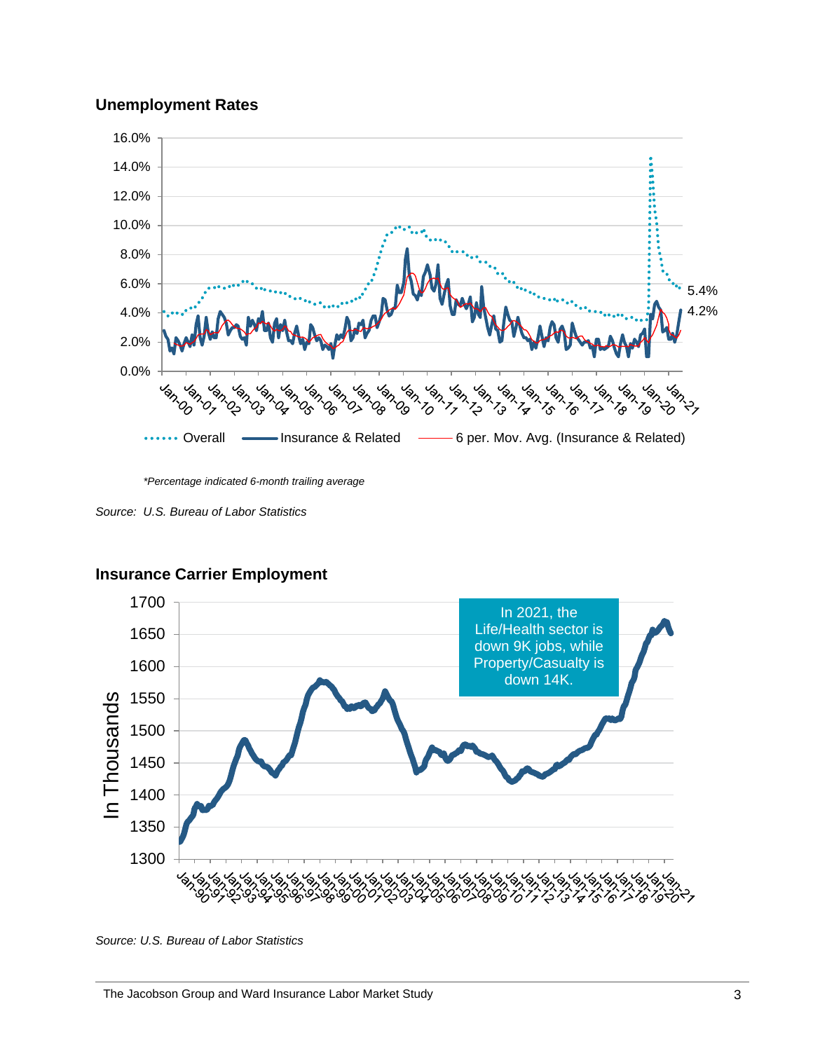**Unemployment Rates**

*Percentage indicated 6-month trailing average

*Source: U.S. Bureau of Labor Statistics*

**Insurance Carrier Employment**

In 2021, the Life/Health sector is down 9K jobs, while Property/Casualty is down 14K.

*Source: U.S. Bureau of Labor Statistics*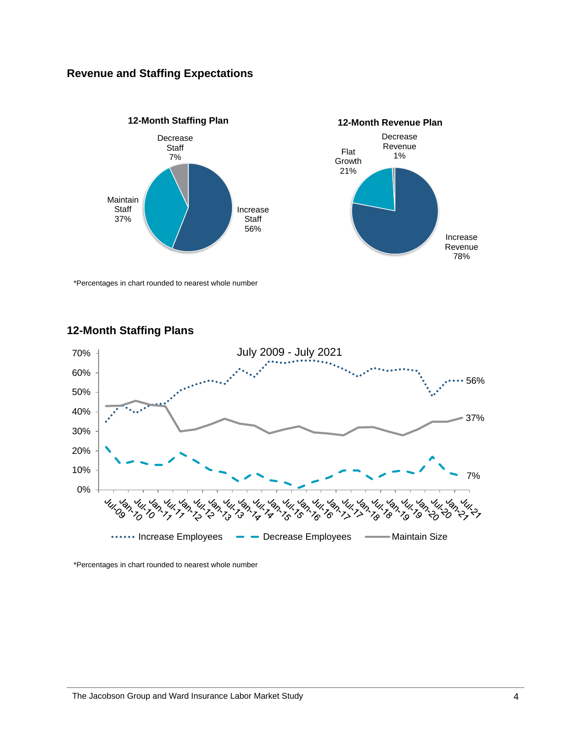## Revenue and Staffing Expectations

**12-Month Staffing Plan**

Decrease Staff 7%

Maintain Staff 37%

Increase Staff 56%

**12-Month Revenue Plan**

Decrease Revenue 1%

Flat Growth 21%

Increase Revenue 78%

*Percentages in chart rounded to nearest whole number

## 12-Month Staffing Plans

July 2009 - July 2021

Increase Employees 56%

Maintain Size 37%

Decrease Employees 7%

*Percentages in chart rounded to nearest whole number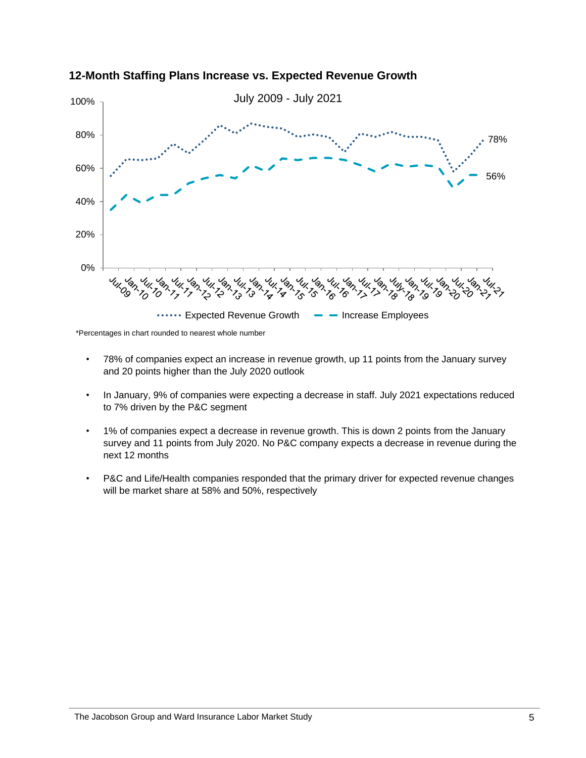**12-Month Staffing Plans Increase vs. Expected Revenue Growth**

*Percentages in chart rounded to nearest whole number

- 78% of companies expect an increase in revenue growth, up 11 points from the January survey and 20 points higher than the July 2020 outlook
- In January, 9% of companies were expecting a decrease in staff. July 2021 expectations reduced to 7% driven by the P&C segment
- 1% of companies expect a decrease in revenue growth. This is down 2 points from the January survey and 11 points from July 2020. No P&C company expects a decrease in revenue during the next 12 months
- P&C and Life/Health companies responded that the primary driver for expected revenue changes will be market share at 58% and 50%, respectively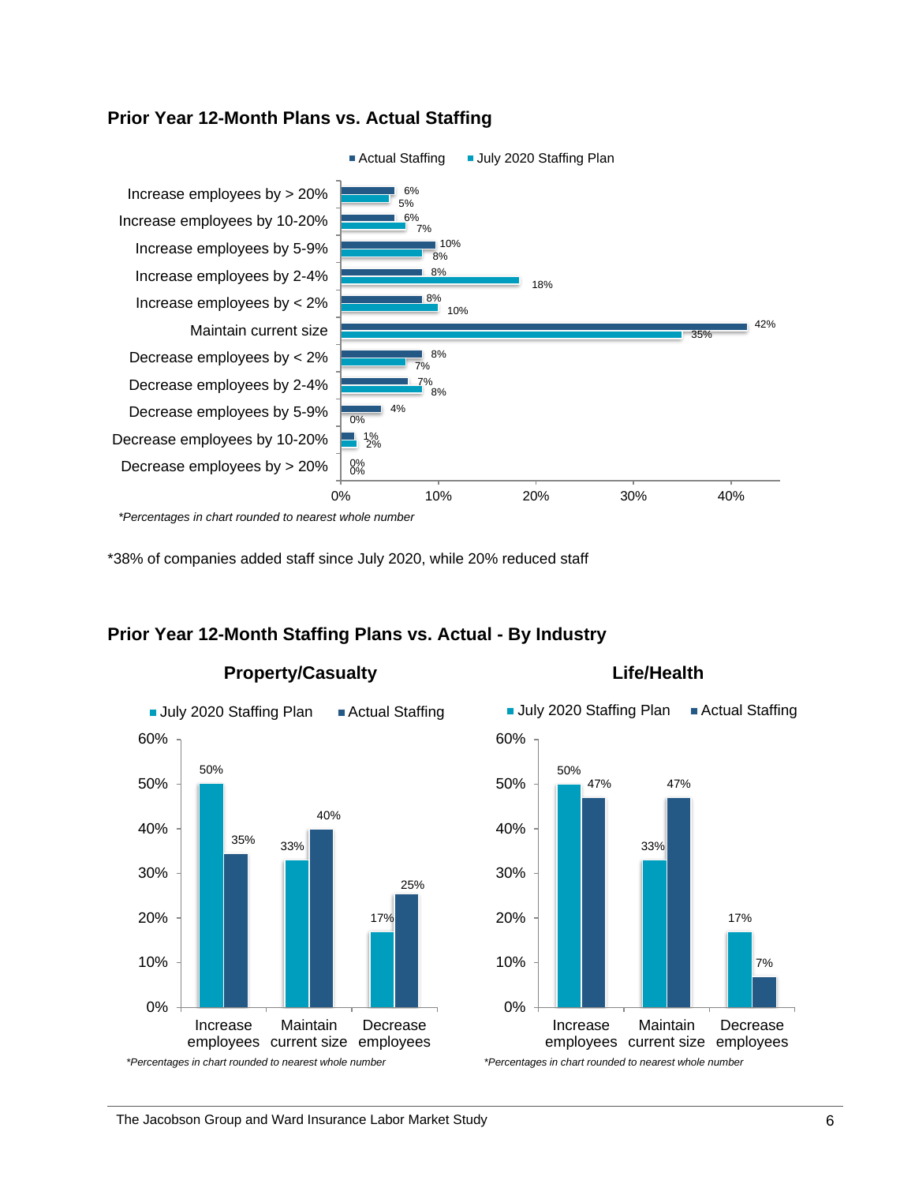## Prior Year 12-Month Plans vs. Actual Staffing

| | Actual Staffing | July 2020 Staffing Plan |
|---|---|---|
| Increase employees by > 20% | 6% | 5% |
| Increase employees by 10-20% | 6% | 7% |
| Increase employees by 5-9% | 10% | 8% |
| Increase employees by 2-4% | 8% | 18% |
| Increase employees by < 2% | 8% | 10% |
| Maintain current size | 42% | 35% |
| Decrease employees by < 2% | 8% | 7% |
| Decrease employees by 2-4% | 7% | 8% |
| Decrease employees by 5-9% | 4% | 0% |
| Decrease employees by 10-20% | 1% | 2% |
| Decrease employees by > 20% | 0% | 0% |

*Percentages in chart rounded to nearest whole number*

*38% of companies added staff since July 2020, while 20% reduced staff

## Prior Year 12-Month Staffing Plans vs. Actual - By Industry

### Property/Casualty

| | July 2020 Staffing Plan | Actual Staffing |
|---|---|---|
| Increase employees | 50% | 35% |
| Maintain current size | 33% | 40% |
| Decrease employees | 17% | 25% |

*Percentages in chart rounded to nearest whole number*

### Life/Health

| | July 2020 Staffing Plan | Actual Staffing |
|---|---|---|
| Increase employees | 50% | 47% |
| Maintain current size | 33% | 47% |
| Decrease employees | 17% | 7% |

*Percentages in chart rounded to nearest whole number*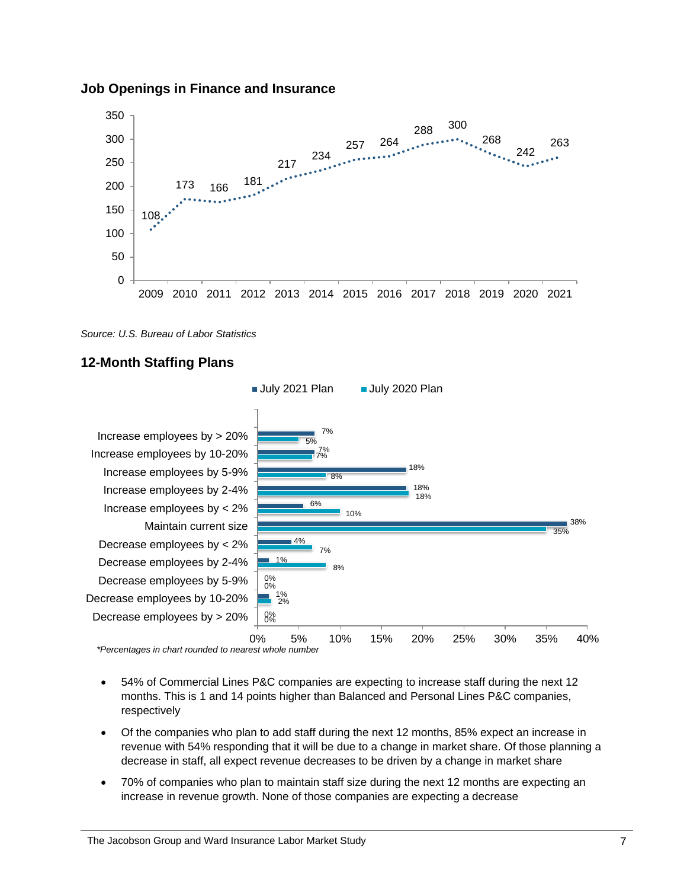## Job Openings in Finance and Insurance

| Year | Job Openings |
|---|---|
| 2009 | 108 |
| 2010 | 173 |
| 2011 | 166 |
| 2012 | 181 |
| 2013 | 217 |
| 2014 | 234 |
| 2015 | 257 |
| 2016 | 264 |
| 2017 | 288 |
| 2018 | 300 |
| 2019 | 268 |
| 2020 | 242 |
| 2021 | 263 |

*Source: U.S. Bureau of Labor Statistics*

## 12-Month Staffing Plans

| | July 2021 Plan | July 2020 Plan |
|---|---|---|
| Increase employees by > 20% | 7% | 5% |
| Increase employees by 10-20% | 7% | 7% |
| Increase employees by 5-9% | 18% | 8% |
| Increase employees by 2-4% | 18% | 18% |
| Increase employees by < 2% | 6% | 10% |
| Maintain current size | 38% | 35% |
| Decrease employees by < 2% | 4% | 7% |
| Decrease employees by 2-4% | 1% | 8% |
| Decrease employees by 5-9% | 0% | 0% |
| Decrease employees by 10-20% | 1% | 2% |
| Decrease employees by > 20% | 0% | 0% |

*Percentages in chart rounded to nearest whole number

- 54% of Commercial Lines P&C companies are expecting to increase staff during the next 12 months. This is 1 and 14 points higher than Balanced and Personal Lines P&C companies, respectively
- Of the companies who plan to add staff during the next 12 months, 85% expect an increase in revenue with 54% responding that it will be due to a change in market share. Of those planning a decrease in staff, all expect revenue decreases to be driven by a change in market share
- 70% of companies who plan to maintain staff size during the next 12 months are expecting an increase in revenue growth. None of those companies are expecting a decrease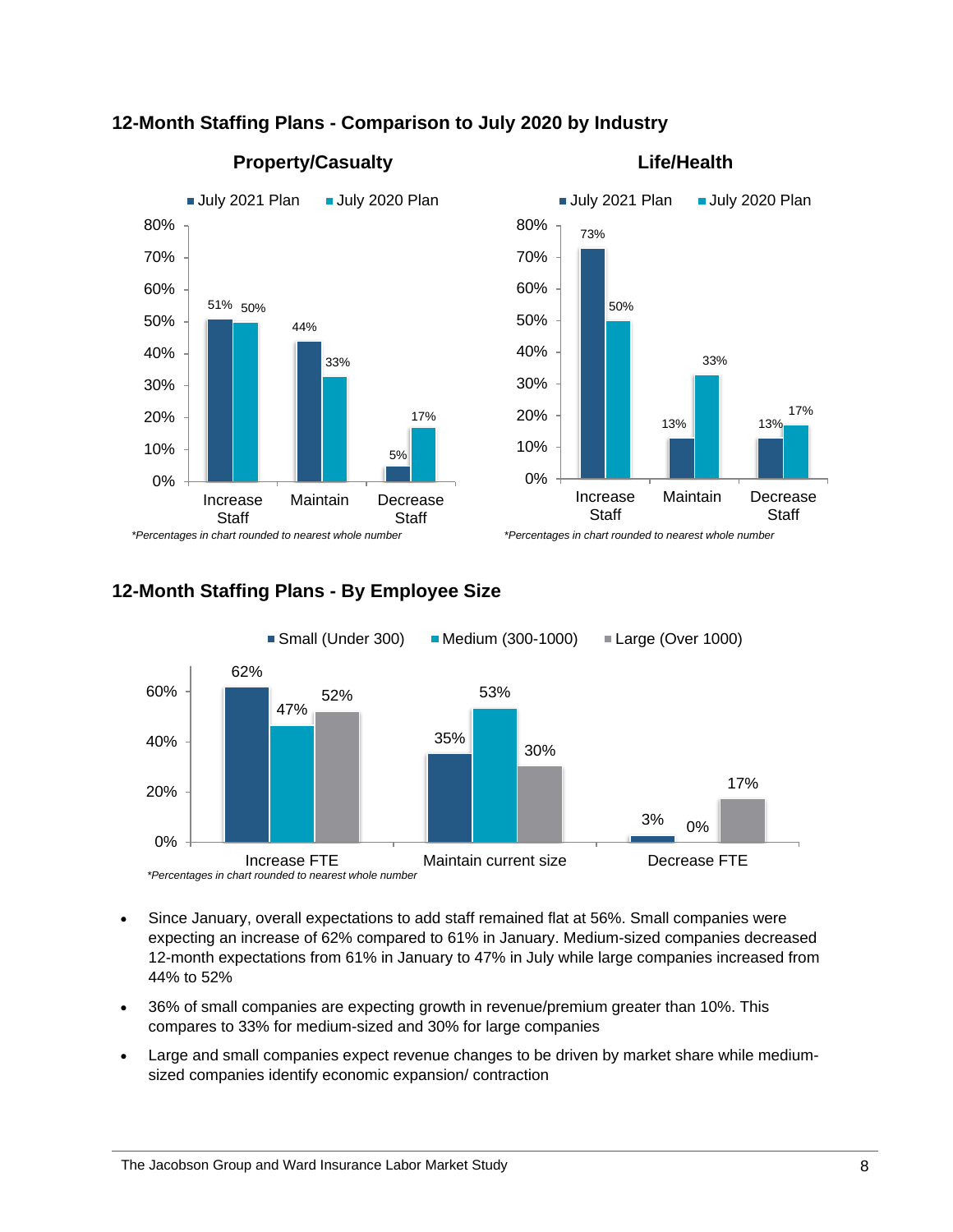## 12-Month Staffing Plans - Comparison to July 2020 by Industry

### Property/Casualty

| | July 2021 Plan | July 2020 Plan |
|---|---|---|
| Increase Staff | 51% | 50% |
| Maintain | 44% | 33% |
| Decrease Staff | 5% | 17% |

*Percentages in chart rounded to nearest whole number*

### Life/Health

| | July 2021 Plan | July 2020 Plan |
|---|---|---|
| Increase Staff | 73% | 50% |
| Maintain | 13% | 33% |
| Decrease Staff | 13% | 17% |

*Percentages in chart rounded to nearest whole number*

## 12-Month Staffing Plans - By Employee Size

| | Small (Under 300) | Medium (300-1000) | Large (Over 1000) |
|---|---|---|---|
| Increase FTE | 62% | 47% | 52% |
| Maintain current size | 35% | 53% | 30% |
| Decrease FTE | 3% | 0% | 17% |

*Percentages in chart rounded to nearest whole number*

- Since January, overall expectations to add staff remained flat at 56%. Small companies were expecting an increase of 62% compared to 61% in January. Medium-sized companies decreased 12-month expectations from 61% in January to 47% in July while large companies increased from 44% to 52%
- 36% of small companies are expecting growth in revenue/premium greater than 10%. This compares to 33% for medium-sized and 30% for large companies
- Large and small companies expect revenue changes to be driven by market share while medium-sized companies identify economic expansion/ contraction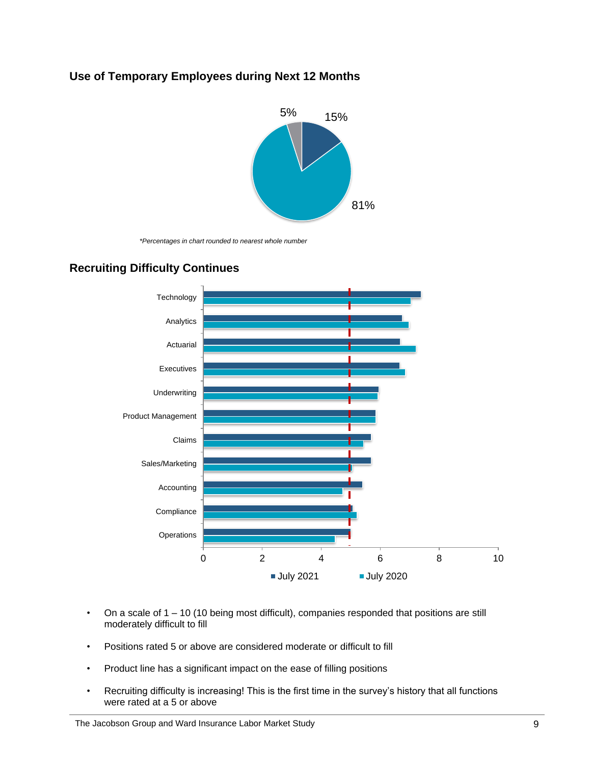## Use of Temporary Employees during Next 12 Months

5%

15%

81%

*\*Percentages in chart rounded to nearest whole number*

## Recruiting Difficulty Continues

Technology

Analytics

Actuarial

Executives

Underwriting

Product Management

Claims

Sales/Marketing

Accounting

Compliance

Operations

0 2 4 6 8 10

July 2021 July 2020

- On a scale of 1 – 10 (10 being most difficult), companies responded that positions are still moderately difficult to fill
- Positions rated 5 or above are considered moderate or difficult to fill
- Product line has a significant impact on the ease of filling positions
- Recruiting difficulty is increasing! This is the first time in the survey's history that all functions were rated at a 5 or above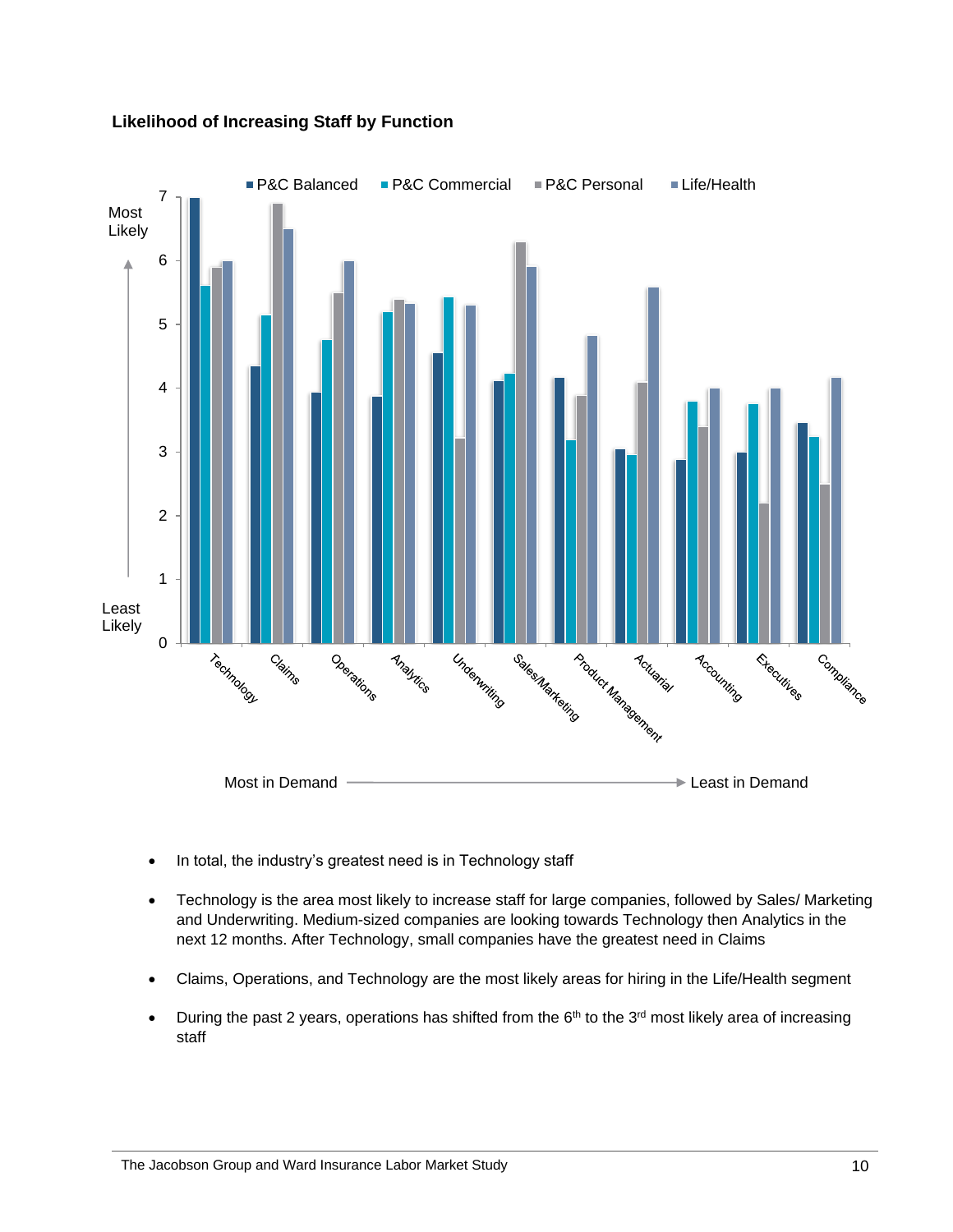**Likelihood of Increasing Staff by Function**

- In total, the industry's greatest need is in Technology staff
- Technology is the area most likely to increase staff for large companies, followed by Sales/ Marketing and Underwriting. Medium-sized companies are looking towards Technology then Analytics in the next 12 months. After Technology, small companies have the greatest need in Claims
- Claims, Operations, and Technology are the most likely areas for hiring in the Life/Health segment
- During the past 2 years, operations has shifted from the 6th to the 3rd most likely area of increasing staff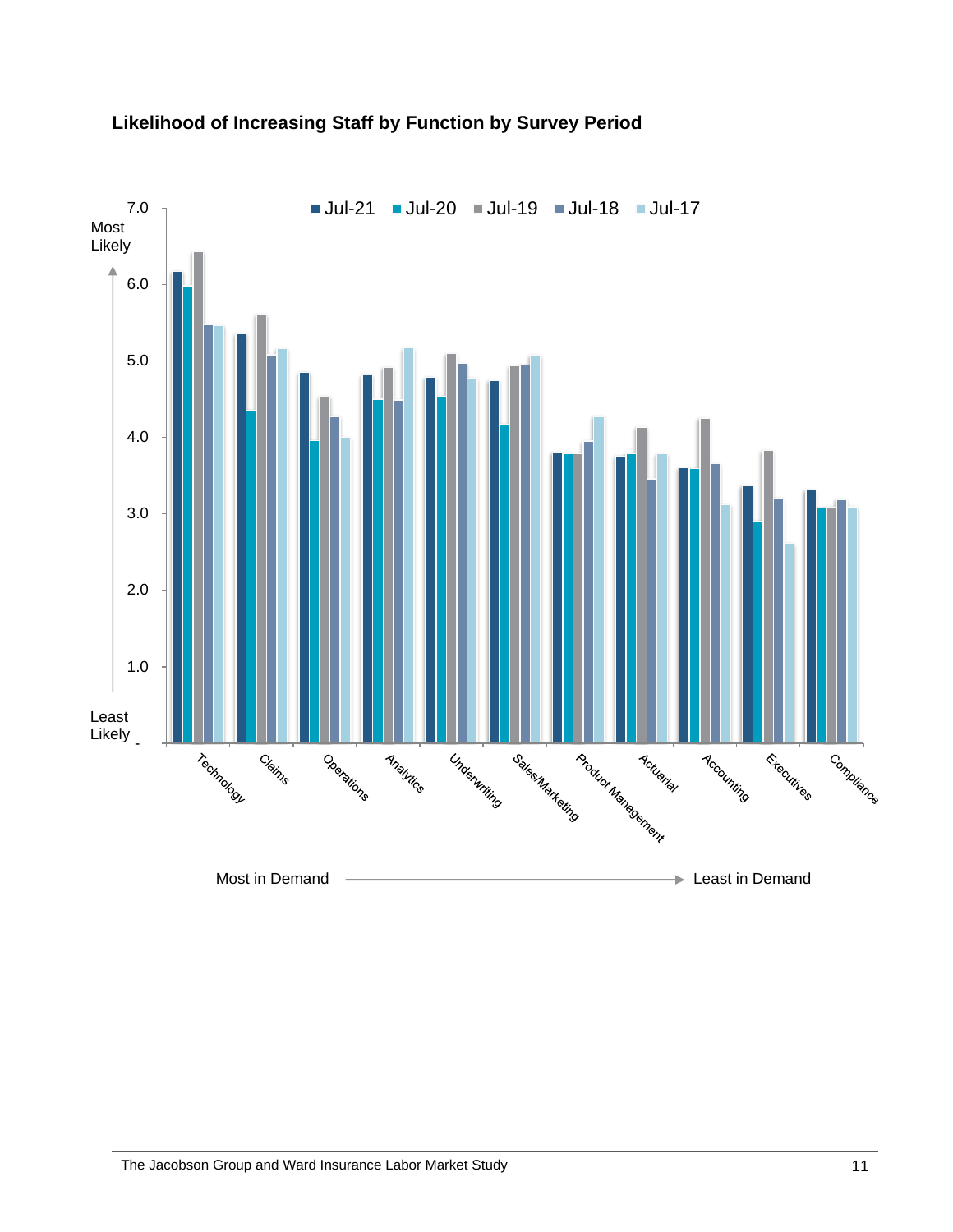**Likelihood of Increasing Staff by Function by Survey Period**

Most Likely

Least Likely

Jul-21 Jul-20 Jul-19 Jul-18 Jul-17

7.0
6.0
5.0
4.0
3.0
2.0
1.0
-

Technology
Claims
Operations
Analytics
Underwriting
Sales/Marketing
Product Management
Actuarial
Accounting
Executives
Compliance

Most in Demand → Least in Demand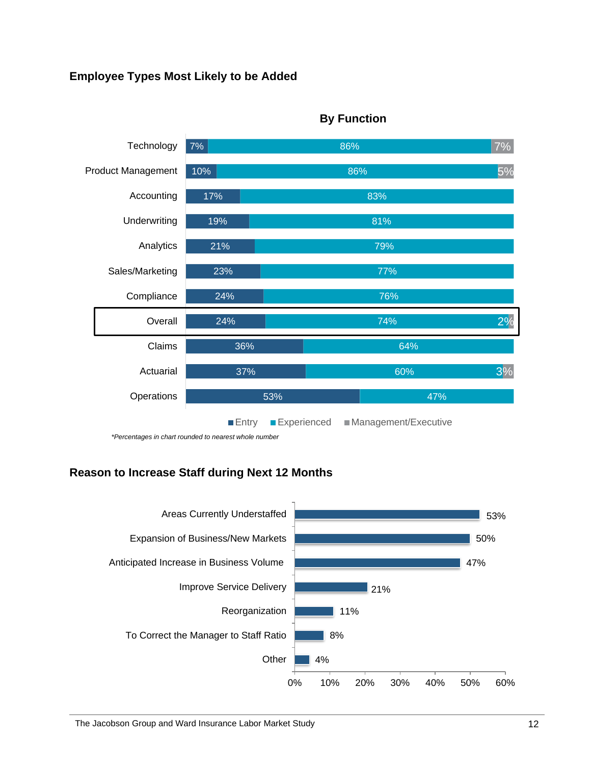## Employee Types Most Likely to be Added

**By Function**

| Function | Entry | Experienced | Management/Executive |
| --- | --- | --- | --- |
| Technology | 7% | 86% | 7% |
| Product Management | 10% | 86% | 5% |
| Accounting | 17% | 83% | |
| Underwriting | 19% | 81% | |
| Analytics | 21% | 79% | |
| Sales/Marketing | 23% | 77% | |
| Compliance | 24% | 76% | |
| **Overall** | 24% | 74% | 2% |
| Claims | 36% | 64% | |
| Actuarial | 37% | 60% | 3% |
| Operations | 53% | 47% | |

*\*Percentages in chart rounded to nearest whole number*

## Reason to Increase Staff during Next 12 Months

| Reason | Percentage |
| --- | --- |
| Areas Currently Understaffed | 53% |
| Expansion of Business/New Markets | 50% |
| Anticipated Increase in Business Volume | 47% |
| Improve Service Delivery | 21% |
| Reorganization | 11% |
| To Correct the Manager to Staff Ratio | 8% |
| Other | 4% |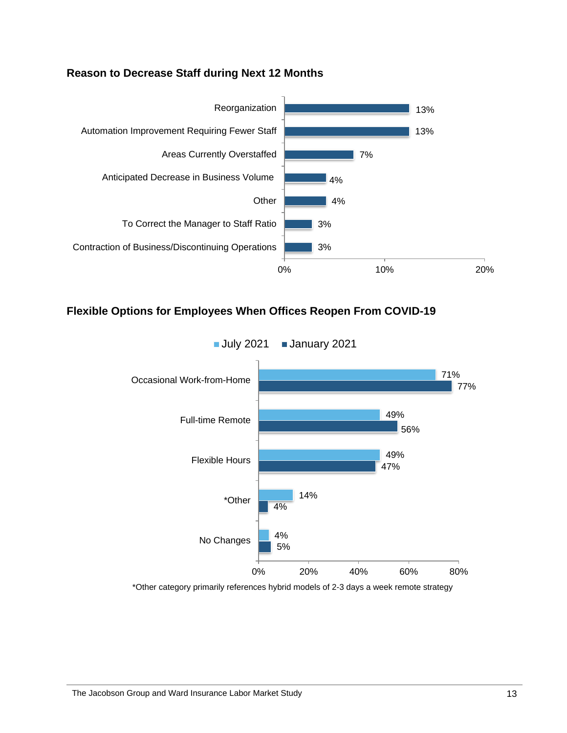### Reason to Decrease Staff during Next 12 Months

| Reason | Percentage |
|---|---|
| Reorganization | 13% |
| Automation Improvement Requiring Fewer Staff | 13% |
| Areas Currently Overstaffed | 7% |
| Anticipated Decrease in Business Volume | 4% |
| Other | 4% |
| To Correct the Manager to Staff Ratio | 3% |
| Contraction of Business/Discontinuing Operations | 3% |

### Flexible Options for Employees When Offices Reopen From COVID-19

| Option | July 2021 | January 2021 |
|---|---|---|
| Occasional Work-from-Home | 71% | 77% |
| Full-time Remote | 49% | 56% |
| Flexible Hours | 49% | 47% |
| *Other | 14% | 4% |
| No Changes | 4% | 5% |

*Other category primarily references hybrid models of 2-3 days a week remote strategy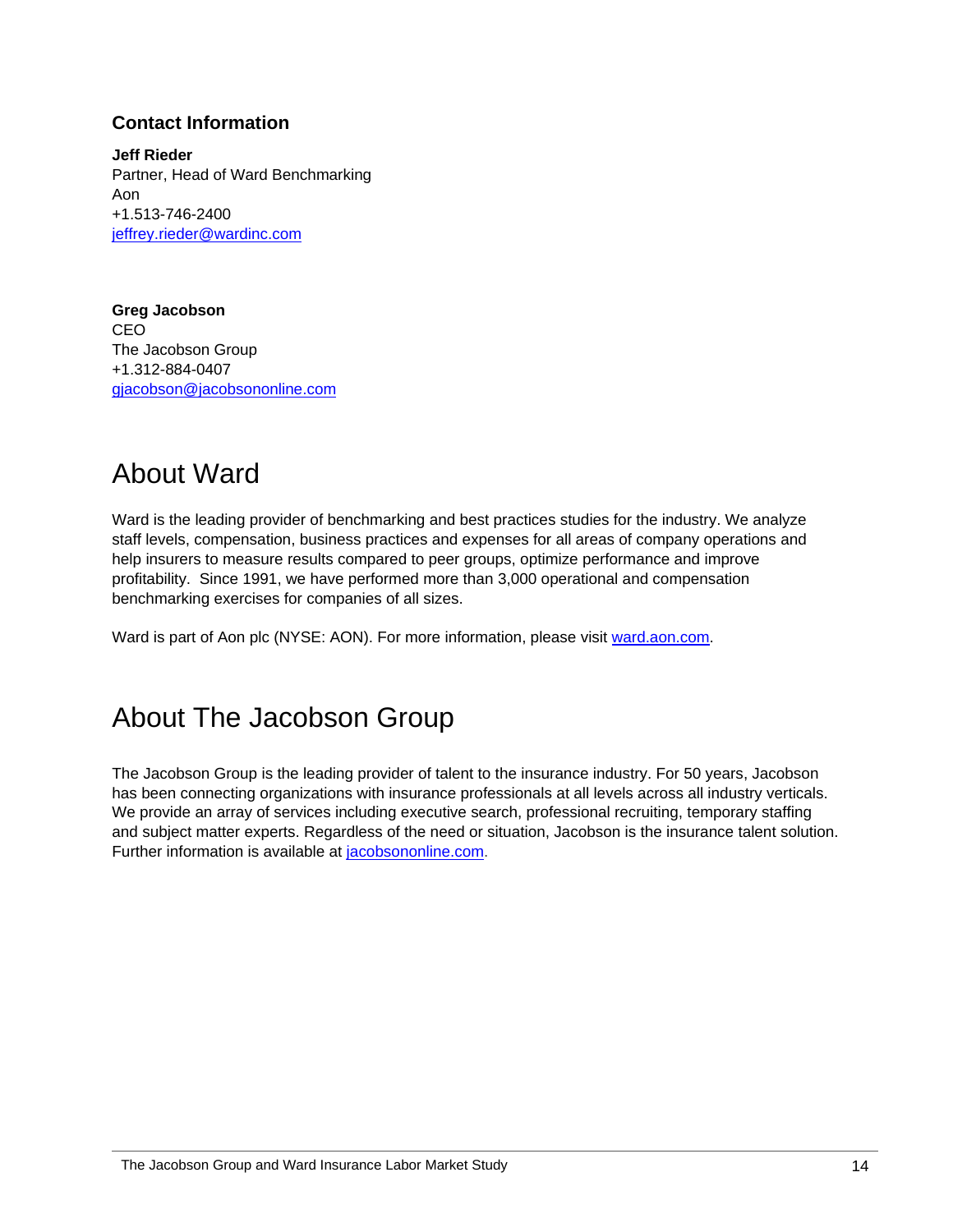### Contact Information

**Jeff Rieder**
Partner, Head of Ward Benchmarking
Aon
+1.513-746-2400
jeffrey.rieder@wardinc.com

**Greg Jacobson**
CEO
The Jacobson Group
+1.312-884-0407
gjacobson@jacobsononline.com

## About Ward

Ward is the leading provider of benchmarking and best practices studies for the industry. We analyze staff levels, compensation, business practices and expenses for all areas of company operations and help insurers to measure results compared to peer groups, optimize performance and improve profitability. Since 1991, we have performed more than 3,000 operational and compensation benchmarking exercises for companies of all sizes.

Ward is part of Aon plc (NYSE: AON). For more information, please visit ward.aon.com.

## About The Jacobson Group

The Jacobson Group is the leading provider of talent to the insurance industry. For 50 years, Jacobson has been connecting organizations with insurance professionals at all levels across all industry verticals. We provide an array of services including executive search, professional recruiting, temporary staffing and subject matter experts. Regardless of the need or situation, Jacobson is the insurance talent solution. Further information is available at jacobsononline.com.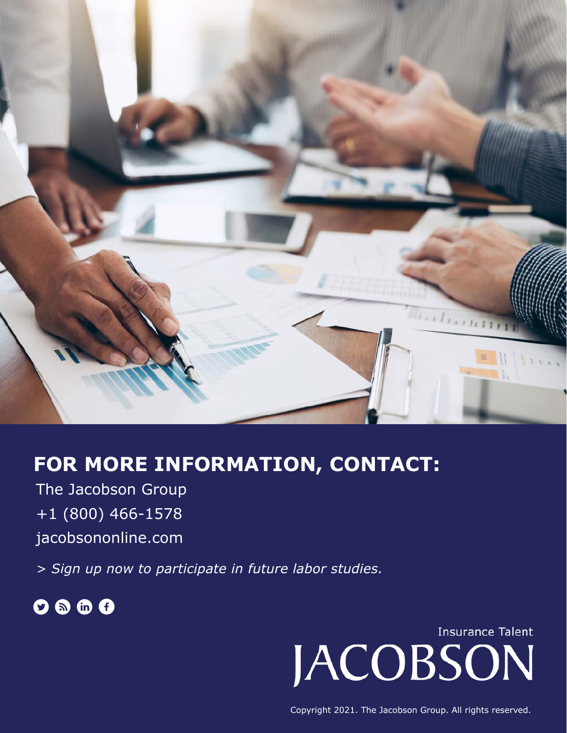## FOR MORE INFORMATION, CONTACT:

The Jacobson Group

+1 (800) 466-1578

jacobsononline.com

*> Sign up now to participate in future labor studies.*

Insurance Talent

JACOBSON

Copyright 2021. The Jacobson Group. All rights reserved.